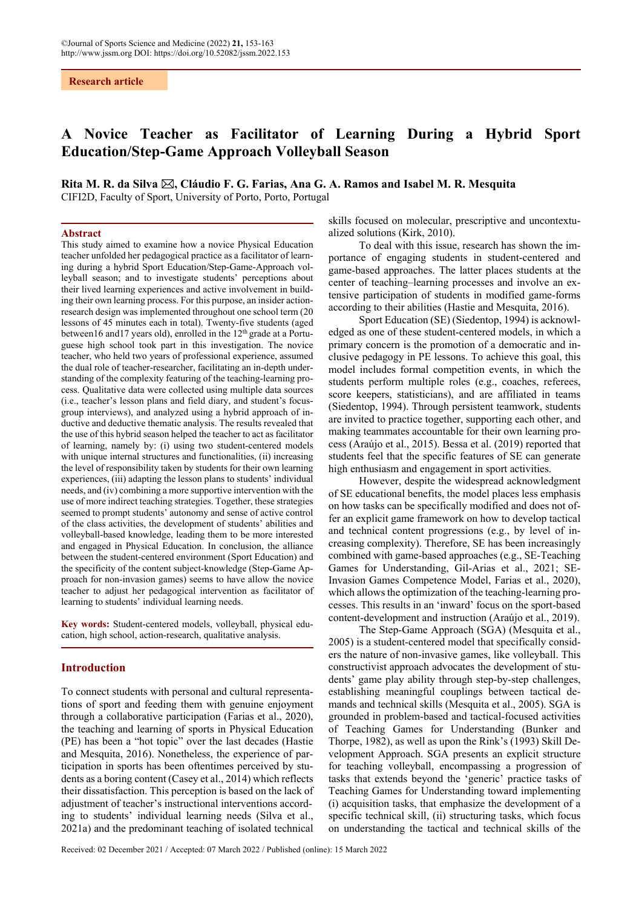Research article

# A Novice Teacher as Facilitator of Learning During a Hybrid Sport Education/Step-Game Approach Volleyball Season

**Rita M. R. da Silva ✉, Cláudio F. G. Farias, Ana G. A. Ramos and Isabel M. R. Mesquita**
CIFI2D, Faculty of Sport, University of Porto, Porto, Portugal

## Abstract

This study aimed to examine how a novice Physical Education teacher unfolded her pedagogical practice as a facilitator of learning during a hybrid Sport Education/Step-Game-Approach volleyball season; and to investigate students' perceptions about their lived learning experiences and active involvement in building their own learning process. For this purpose, an insider action-research design was implemented throughout one school term (20 lessons of 45 minutes each in total). Twenty-five students (aged between16 and17 years old), enrolled in the 12th grade at a Portuguese high school took part in this investigation. The novice teacher, who held two years of professional experience, assumed the dual role of teacher-researcher, facilitating an in-depth understanding of the complexity featuring of the teaching-learning process. Qualitative data were collected using multiple data sources (i.e., teacher's lesson plans and field diary, and student's focus-group interviews), and analyzed using a hybrid approach of inductive and deductive thematic analysis. The results revealed that the use of this hybrid season helped the teacher to act as facilitator of learning, namely by: (i) using two student-centered models with unique internal structures and functionalities, (ii) increasing the level of responsibility taken by students for their own learning experiences, (iii) adapting the lesson plans to students' individual needs, and (iv) combining a more supportive intervention with the use of more indirect teaching strategies. Together, these strategies seemed to prompt students' autonomy and sense of active control of the class activities, the development of students' abilities and volleyball-based knowledge, leading them to be more interested and engaged in Physical Education. In conclusion, the alliance between the student-centered environment (Sport Education) and the specificity of the content subject-knowledge (Step-Game Approach for non-invasion games) seems to have allow the novice teacher to adjust her pedagogical intervention as facilitator of learning to students' individual learning needs.

**Key words:** Student-centered models, volleyball, physical education, high school, action-research, qualitative analysis.

## Introduction

To connect students with personal and cultural representations of sport and feeding them with genuine enjoyment through a collaborative participation (Farias et al., 2020), the teaching and learning of sports in Physical Education (PE) has been a "hot topic" over the last decades (Hastie and Mesquita, 2016). Nonetheless, the experience of participation in sports has been oftentimes perceived by students as a boring content (Casey et al., 2014) which reflects their dissatisfaction. This perception is based on the lack of adjustment of teacher's instructional interventions according to students' individual learning needs (Silva et al., 2021a) and the predominant teaching of isolated technical skills focused on molecular, prescriptive and uncontextualized solutions (Kirk, 2010).

To deal with this issue, research has shown the importance of engaging students in student-centered and game-based approaches. The latter places students at the center of teaching–learning processes and involve an extensive participation of students in modified game-forms according to their abilities (Hastie and Mesquita, 2016).

Sport Education (SE) (Siedentop, 1994) is acknowledged as one of these student-centered models, in which a primary concern is the promotion of a democratic and inclusive pedagogy in PE lessons. To achieve this goal, this model includes formal competition events, in which the students perform multiple roles (e.g., coaches, referees, score keepers, statisticians), and are affiliated in teams (Siedentop, 1994). Through persistent teamwork, students are invited to practice together, supporting each other, and making teammates accountable for their own learning process (Araújo et al., 2015). Bessa et al. (2019) reported that students feel that the specific features of SE can generate high enthusiasm and engagement in sport activities.

However, despite the widespread acknowledgment of SE educational benefits, the model places less emphasis on how tasks can be specifically modified and does not offer an explicit game framework on how to develop tactical and technical content progressions (e.g., by level of increasing complexity). Therefore, SE has been increasingly combined with game-based approaches (e.g., SE-Teaching Games for Understanding, Gil-Arias et al., 2021; SE-Invasion Games Competence Model, Farias et al., 2020), which allows the optimization of the teaching-learning processes. This results in an 'inward' focus on the sport-based content-development and instruction (Araújo et al., 2019).

The Step-Game Approach (SGA) (Mesquita et al., 2005) is a student-centered model that specifically considers the nature of non-invasive games, like volleyball. This constructivist approach advocates the development of students' game play ability through step-by-step challenges, establishing meaningful couplings between tactical demands and technical skills (Mesquita et al., 2005). SGA is grounded in problem-based and tactical-focused activities of Teaching Games for Understanding (Bunker and Thorpe, 1982), as well as upon the Rink's (1993) Skill Development Approach. SGA presents an explicit structure for teaching volleyball, encompassing a progression of tasks that extends beyond the 'generic' practice tasks of Teaching Games for Understanding toward implementing (i) acquisition tasks, that emphasize the development of a specific technical skill, (ii) structuring tasks, which focus on understanding the tactical and technical skills of the

Received: 02 December 2021 / Accepted: 07 March 2022 / Published (online): 15 March 2022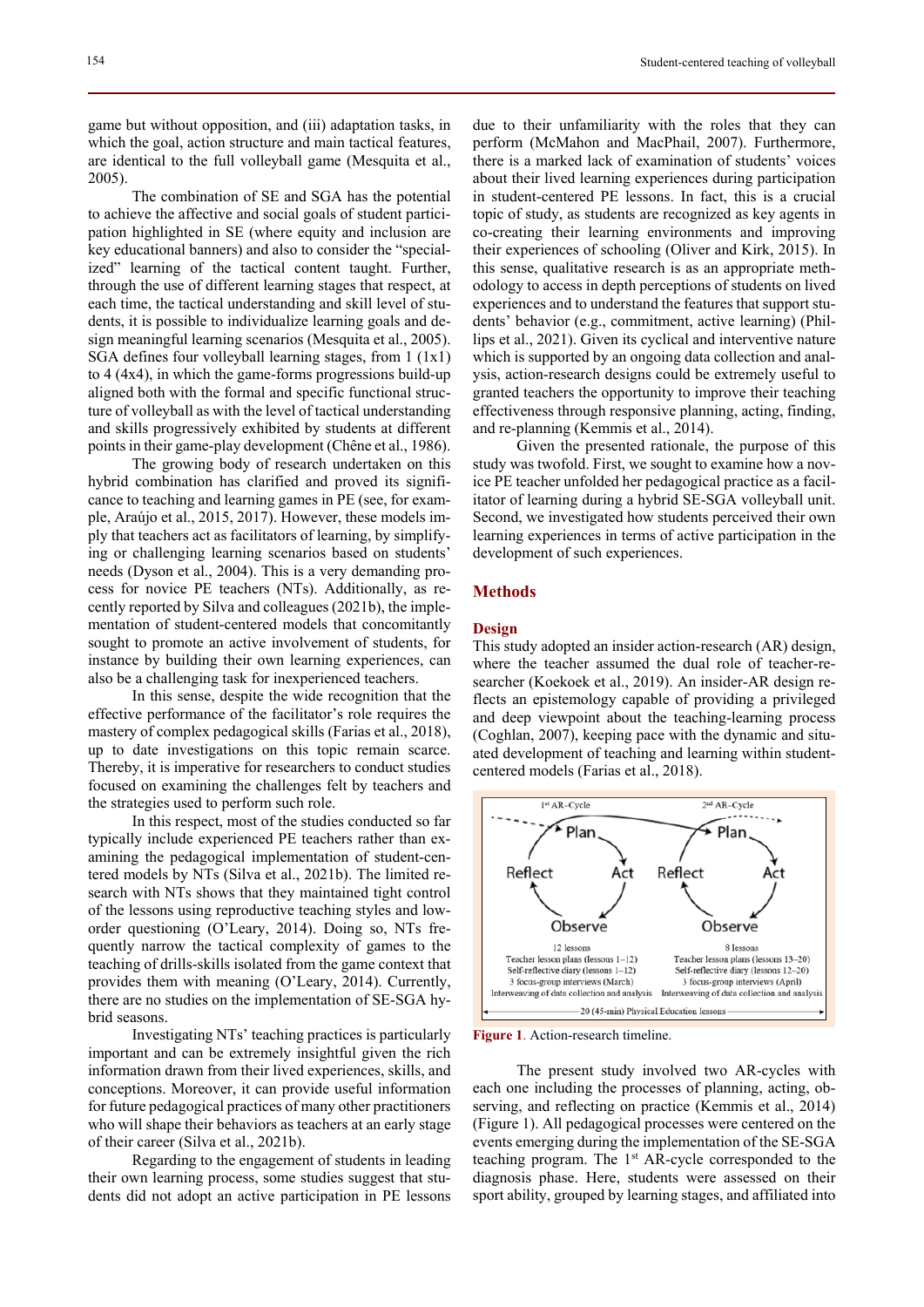game but without opposition, and (iii) adaptation tasks, in which the goal, action structure and main tactical features, are identical to the full volleyball game (Mesquita et al., 2005).

The combination of SE and SGA has the potential to achieve the affective and social goals of student participation highlighted in SE (where equity and inclusion are key educational banners) and also to consider the "specialized" learning of the tactical content taught. Further, through the use of different learning stages that respect, at each time, the tactical understanding and skill level of students, it is possible to individualize learning goals and design meaningful learning scenarios (Mesquita et al., 2005). SGA defines four volleyball learning stages, from 1 (1x1) to 4 (4x4), in which the game-forms progressions build-up aligned both with the formal and specific functional structure of volleyball as with the level of tactical understanding and skills progressively exhibited by students at different points in their game-play development (Chêne et al., 1986).

The growing body of research undertaken on this hybrid combination has clarified and proved its significance to teaching and learning games in PE (see, for example, Araújo et al., 2015, 2017). However, these models imply that teachers act as facilitators of learning, by simplifying or challenging learning scenarios based on students' needs (Dyson et al., 2004). This is a very demanding process for novice PE teachers (NTs). Additionally, as recently reported by Silva and colleagues (2021b), the implementation of student-centered models that concomitantly sought to promote an active involvement of students, for instance by building their own learning experiences, can also be a challenging task for inexperienced teachers.

In this sense, despite the wide recognition that the effective performance of the facilitator's role requires the mastery of complex pedagogical skills (Farias et al., 2018), up to date investigations on this topic remain scarce. Thereby, it is imperative for researchers to conduct studies focused on examining the challenges felt by teachers and the strategies used to perform such role.

In this respect, most of the studies conducted so far typically include experienced PE teachers rather than examining the pedagogical implementation of student-centered models by NTs (Silva et al., 2021b). The limited research with NTs shows that they maintained tight control of the lessons using reproductive teaching styles and low-order questioning (O'Leary, 2014). Doing so, NTs frequently narrow the tactical complexity of games to the teaching of drills-skills isolated from the game context that provides them with meaning (O'Leary, 2014). Currently, there are no studies on the implementation of SE-SGA hybrid seasons.

Investigating NTs' teaching practices is particularly important and can be extremely insightful given the rich information drawn from their lived experiences, skills, and conceptions. Moreover, it can provide useful information for future pedagogical practices of many other practitioners who will shape their behaviors as teachers at an early stage of their career (Silva et al., 2021b).

Regarding to the engagement of students in leading their own learning process, some studies suggest that students did not adopt an active participation in PE lessons due to their unfamiliarity with the roles that they can perform (McMahon and MacPhail, 2007). Furthermore, there is a marked lack of examination of students' voices about their lived learning experiences during participation in student-centered PE lessons. In fact, this is a crucial topic of study, as students are recognized as key agents in co-creating their learning environments and improving their experiences of schooling (Oliver and Kirk, 2015). In this sense, qualitative research is as an appropriate methodology to access in depth perceptions of students on lived experiences and to understand the features that support students' behavior (e.g., commitment, active learning) (Phillips et al., 2021). Given its cyclical and interventive nature which is supported by an ongoing data collection and analysis, action-research designs could be extremely useful to granted teachers the opportunity to improve their teaching effectiveness through responsive planning, acting, finding, and re-planning (Kemmis et al., 2014).

Given the presented rationale, the purpose of this study was twofold. First, we sought to examine how a novice PE teacher unfolded her pedagogical practice as a facilitator of learning during a hybrid SE-SGA volleyball unit. Second, we investigated how students perceived their own learning experiences in terms of active participation in the development of such experiences.

## Methods

### Design

This study adopted an insider action-research (AR) design, where the teacher assumed the dual role of teacher-researcher (Koekoek et al., 2019). An insider-AR design reflects an epistemology capable of providing a privileged and deep viewpoint about the teaching-learning process (Coghlan, 2007), keeping pace with the dynamic and situated development of teaching and learning within student-centered models (Farias et al., 2018).

| 1st AR–Cycle | 2nd AR–Cycle |
|---|---|
| Plan → Act → Observe → Reflect | Plan → Act → Observe → Reflect |
| 12 lessons | 8 lessons |
| Teacher lesson plans (lessons 1–12) | Teacher lesson plans (lessons 13–20) |
| Self-reflective diary (lessons 1–12) | Self-reflective diary (lessons 12–20) |
| 3 focus-group interviews (March) | 3 focus-group interviews (April) |
| Interweaving of data collection and analysis | Interweaving of data collection and analysis |
| 20 (45-min) Physical Education lessons | |

**Figure 1**. Action-research timeline.

The present study involved two AR-cycles with each one including the processes of planning, acting, observing, and reflecting on practice (Kemmis et al., 2014) (Figure 1). All pedagogical processes were centered on the events emerging during the implementation of the SE-SGA teaching program. The 1st AR-cycle corresponded to the diagnosis phase. Here, students were assessed on their sport ability, grouped by learning stages, and affiliated into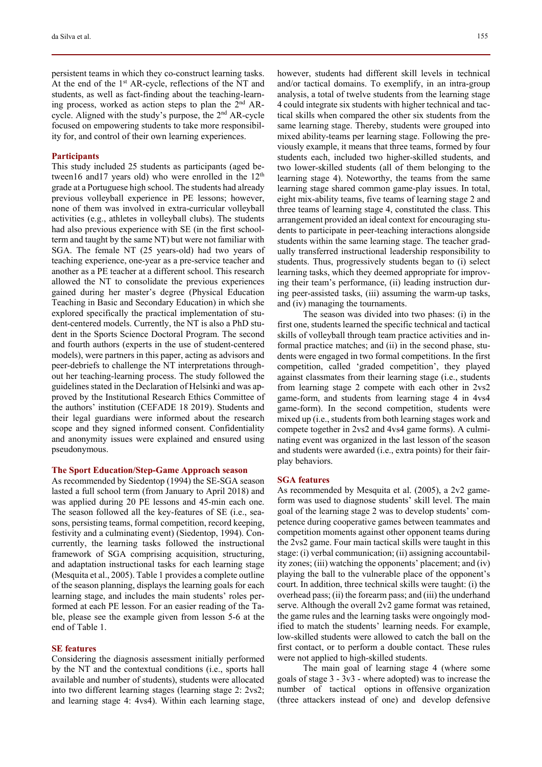persistent teams in which they co-construct learning tasks. At the end of the 1st AR-cycle, reflections of the NT and students, as well as fact-finding about the teaching-learning process, worked as action steps to plan the 2nd AR-cycle. Aligned with the study's purpose, the 2nd AR-cycle focused on empowering students to take more responsibility for, and control of their own learning experiences.

## Participants

This study included 25 students as participants (aged between16 and17 years old) who were enrolled in the 12th grade at a Portuguese high school. The students had already previous volleyball experience in PE lessons; however, none of them was involved in extra-curricular volleyball activities (e.g., athletes in volleyball clubs). The students had also previous experience with SE (in the first school-term and taught by the same NT) but were not familiar with SGA. The female NT (25 years-old) had two years of teaching experience, one-year as a pre-service teacher and another as a PE teacher at a different school. This research allowed the NT to consolidate the previous experiences gained during her master's degree (Physical Education Teaching in Basic and Secondary Education) in which she explored specifically the practical implementation of student-centered models. Currently, the NT is also a PhD student in the Sports Science Doctoral Program. The second and fourth authors (experts in the use of student-centered models), were partners in this paper, acting as advisors and peer-debriefs to challenge the NT interpretations throughout her teaching-learning process. The study followed the guidelines stated in the Declaration of Helsinki and was approved by the Institutional Research Ethics Committee of the authors' institution (CEFADE 18 2019). Students and their legal guardians were informed about the research scope and they signed informed consent. Confidentiality and anonymity issues were explained and ensured using pseudonymous.

## The Sport Education/Step-Game Approach season

As recommended by Siedentop (1994) the SE-SGA season lasted a full school term (from January to April 2018) and was applied during 20 PE lessons and 45-min each one. The season followed all the key-features of SE (i.e., seasons, persisting teams, formal competition, record keeping, festivity and a culminating event) (Siedentop, 1994). Concurrently, the learning tasks followed the instructional framework of SGA comprising acquisition, structuring, and adaptation instructional tasks for each learning stage (Mesquita et al., 2005). Table 1 provides a complete outline of the season planning, displays the learning goals for each learning stage, and includes the main students' roles performed at each PE lesson. For an easier reading of the Table, please see the example given from lesson 5-6 at the end of Table 1.

## SE features

Considering the diagnosis assessment initially performed by the NT and the contextual conditions (i.e., sports hall available and number of students), students were allocated into two different learning stages (learning stage 2: 2vs2; and learning stage 4: 4vs4). Within each learning stage, however, students had different skill levels in technical and/or tactical domains. To exemplify, in an intra-group analysis, a total of twelve students from the learning stage 4 could integrate six students with higher technical and tactical skills when compared the other six students from the same learning stage. Thereby, students were grouped into mixed ability-teams per learning stage. Following the previously example, it means that three teams, formed by four students each, included two higher-skilled students, and two lower-skilled students (all of them belonging to the learning stage 4). Noteworthy, the teams from the same learning stage shared common game-play issues. In total, eight mix-ability teams, five teams of learning stage 2 and three teams of learning stage 4, constituted the class. This arrangement provided an ideal context for encouraging students to participate in peer-teaching interactions alongside students within the same learning stage. The teacher gradually transferred instructional leadership responsibility to students. Thus, progressively students began to (i) select learning tasks, which they deemed appropriate for improving their team's performance, (ii) leading instruction during peer-assisted tasks, (iii) assuming the warm-up tasks, and (iv) managing the tournaments.

The season was divided into two phases: (i) in the first one, students learned the specific technical and tactical skills of volleyball through team practice activities and informal practice matches; and (ii) in the second phase, students were engaged in two formal competitions. In the first competition, called 'graded competition', they played against classmates from their learning stage (i.e., students from learning stage 2 compete with each other in 2vs2 game-form, and students from learning stage 4 in 4vs4 game-form). In the second competition, students were mixed up (i.e., students from both learning stages work and compete together in 2vs2 and 4vs4 game forms). A culminating event was organized in the last lesson of the season and students were awarded (i.e., extra points) for their fair-play behaviors.

## SGA features

As recommended by Mesquita et al. (2005), a 2v2 game-form was used to diagnose students' skill level. The main goal of the learning stage 2 was to develop students' competence during cooperative games between teammates and competition moments against other opponent teams during the 2vs2 game. Four main tactical skills were taught in this stage: (i) verbal communication; (ii) assigning accountability zones; (iii) watching the opponents' placement; and (iv) playing the ball to the vulnerable place of the opponent's court. In addition, three technical skills were taught: (i) the overhead pass; (ii) the forearm pass; and (iii) the underhand serve. Although the overall 2v2 game format was retained, the game rules and the learning tasks were ongoingly modified to match the students' learning needs. For example, low-skilled students were allowed to catch the ball on the first contact, or to perform a double contact. These rules were not applied to high-skilled students.

The main goal of learning stage 4 (where some goals of stage 3 - 3v3 - where adopted) was to increase the number of tactical options in offensive organization (three attackers instead of one) and develop defensive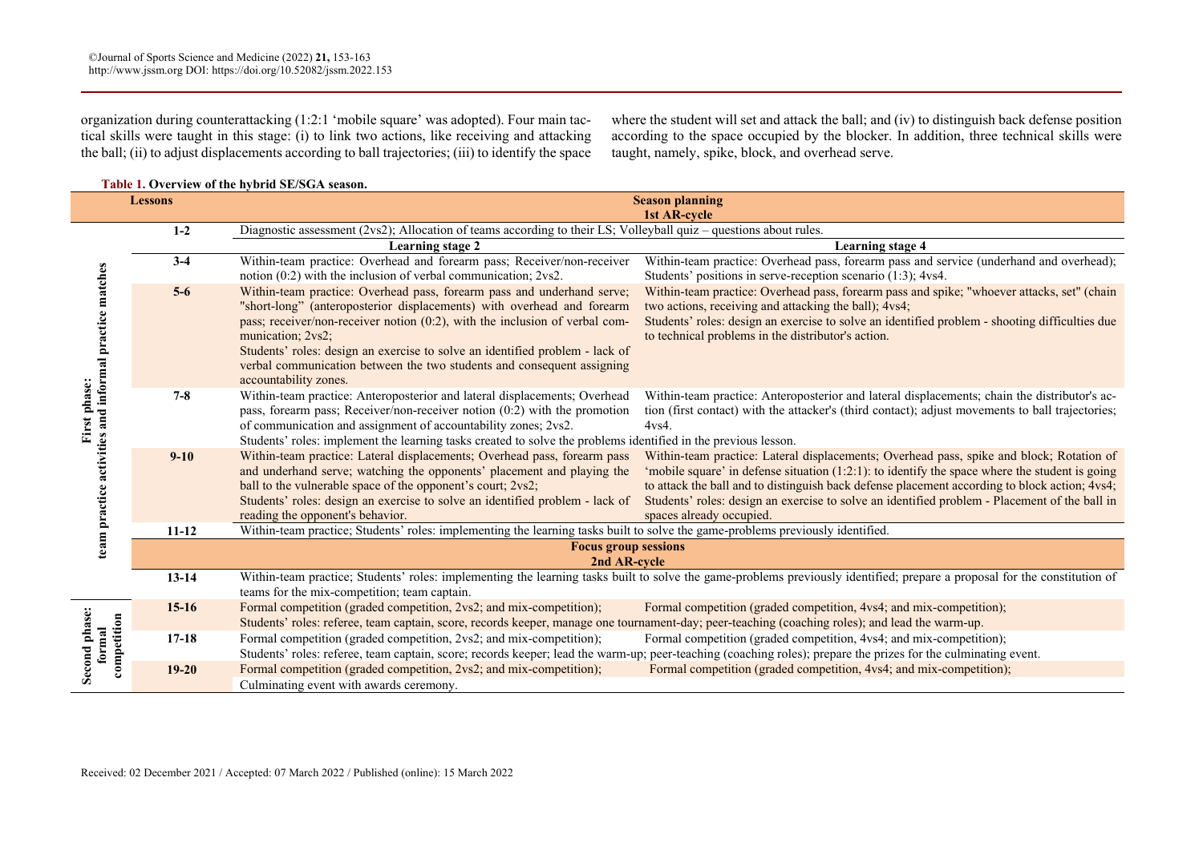organization during counterattacking (1:2:1 'mobile square' was adopted). Four main tactical skills were taught in this stage: (i) to link two actions, like receiving and attacking the ball; (ii) to adjust displacements according to ball trajectories; (iii) to identify the space where the student will set and attack the ball; and (iv) to distinguish back defense position according to the space occupied by the blocker. In addition, three technical skills were taught, namely, spike, block, and overhead serve.

**Table 1. Overview of the hybrid SE/SGA season.**

| Phase | Lessons | Season planning 1st AR-cycle | |
|---|---|---|---|
| First phase: team practice activities and informal practice matches | 1-2 | Diagnostic assessment (2vs2); Allocation of teams according to their LS; Volleyball quiz – questions about rules. | |
| | | **Learning stage 2** | **Learning stage 4** |
| | 3-4 | Within-team practice: Overhead and forearm pass; Receiver/non-receiver notion (0:2) with the inclusion of verbal communication; 2vs2. | Within-team practice: Overhead pass, forearm pass and service (underhand and overhead); Students' positions in serve-reception scenario (1:3); 4vs4. |
| | 5-6 | Within-team practice: Overhead pass, forearm pass and underhand serve; "short-long" (anteroposterior displacements) with overhead and forearm pass; receiver/non-receiver notion (0:2), with the inclusion of verbal communication; 2vs2; Students' roles: design an exercise to solve an identified problem - lack of verbal communication between the two students and consequent assigning accountability zones. | Within-team practice: Overhead pass, forearm pass and spike; "whoever attacks, set" (chain two actions, receiving and attacking the ball); 4vs4; Students' roles: design an exercise to solve an identified problem - shooting difficulties due to technical problems in the distributor's action. |
| | 7-8 | Within-team practice: Anteroposterior and lateral displacements; Overhead pass, forearm pass; Receiver/non-receiver notion (0:2) with the promotion of communication and assignment of accountability zones; 2vs2. | Within-team practice: Anteroposterior and lateral displacements; chain the distributor's action (first contact) with the attacker's (third contact); adjust movements to ball trajectories; 4vs4. |
| | | Students' roles: implement the learning tasks created to solve the problems identified in the previous lesson. | |
| | 9-10 | Within-team practice: Lateral displacements; Overhead pass, forearm pass and underhand serve; watching the opponents' placement and playing the ball to the vulnerable space of the opponent's court; 2vs2; Students' roles: design an exercise to solve an identified problem - lack of reading the opponent's behavior. | Within-team practice: Lateral displacements; Overhead pass, spike and block; Rotation of 'mobile square' in defense situation (1:2:1): to identify the space where the student is going to attack the ball and to distinguish back defense placement according to block action; 4vs4; Students' roles: design an exercise to solve an identified problem - Placement of the ball in spaces already occupied. |
| | 11-12 | Within-team practice; Students' roles: implementing the learning tasks built to solve the game-problems previously identified. | |
| | | **Focus group sessions 2nd AR-cycle** | |
| | 13-14 | Within-team practice; Students' roles: implementing the learning tasks built to solve the game-problems previously identified; prepare a proposal for the constitution of teams for the mix-competition; team captain. | |
| Second phase: formal competition | 15-16 | Formal competition (graded competition, 2vs2; and mix-competition); | Formal competition (graded competition, 4vs4; and mix-competition); |
| | | Students' roles: referee, team captain, score, records keeper, manage one tournament-day; peer-teaching (coaching roles); and lead the warm-up. | |
| | 17-18 | Formal competition (graded competition, 2vs2; and mix-competition); | Formal competition (graded competition, 4vs4; and mix-competition); |
| | | Students' roles: referee, team captain, score; records keeper; lead the warm-up; peer-teaching (coaching roles); prepare the prizes for the culminating event. | |
| | 19-20 | Formal competition (graded competition, 2vs2; and mix-competition); | Formal competition (graded competition, 4vs4; and mix-competition); |
| | | Culminating event with awards ceremony. | |

Received: 02 December 2021 / Accepted: 07 March 2022 / Published (online): 15 March 2022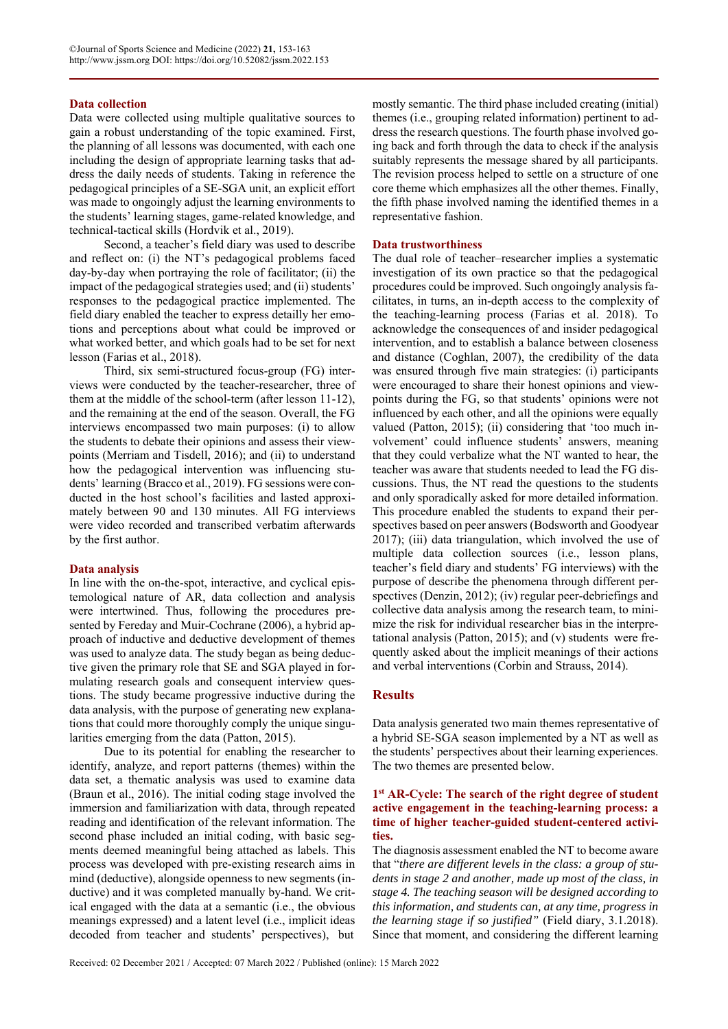### Data collection

Data were collected using multiple qualitative sources to gain a robust understanding of the topic examined. First, the planning of all lessons was documented, with each one including the design of appropriate learning tasks that address the daily needs of students. Taking in reference the pedagogical principles of a SE-SGA unit, an explicit effort was made to ongoingly adjust the learning environments to the students' learning stages, game-related knowledge, and technical-tactical skills (Hordvik et al., 2019).

Second, a teacher's field diary was used to describe and reflect on: (i) the NT's pedagogical problems faced day-by-day when portraying the role of facilitator; (ii) the impact of the pedagogical strategies used; and (ii) students' responses to the pedagogical practice implemented. The field diary enabled the teacher to express detailly her emotions and perceptions about what could be improved or what worked better, and which goals had to be set for next lesson (Farias et al., 2018).

Third, six semi-structured focus-group (FG) interviews were conducted by the teacher-researcher, three of them at the middle of the school-term (after lesson 11-12), and the remaining at the end of the season. Overall, the FG interviews encompassed two main purposes: (i) to allow the students to debate their opinions and assess their viewpoints (Merriam and Tisdell, 2016); and (ii) to understand how the pedagogical intervention was influencing students' learning (Bracco et al., 2019). FG sessions were conducted in the host school's facilities and lasted approximately between 90 and 130 minutes. All FG interviews were video recorded and transcribed verbatim afterwards by the first author.

### Data analysis

In line with the on-the-spot, interactive, and cyclical epistemological nature of AR, data collection and analysis were intertwined. Thus, following the procedures presented by Fereday and Muir-Cochrane (2006), a hybrid approach of inductive and deductive development of themes was used to analyze data. The study began as being deductive given the primary role that SE and SGA played in formulating research goals and consequent interview questions. The study became progressive inductive during the data analysis, with the purpose of generating new explanations that could more thoroughly comply the unique singularities emerging from the data (Patton, 2015).

Due to its potential for enabling the researcher to identify, analyze, and report patterns (themes) within the data set, a thematic analysis was used to examine data (Braun et al., 2016). The initial coding stage involved the immersion and familiarization with data, through repeated reading and identification of the relevant information. The second phase included an initial coding, with basic segments deemed meaningful being attached as labels. This process was developed with pre-existing research aims in mind (deductive), alongside openness to new segments (inductive) and it was completed manually by-hand. We critical engaged with the data at a semantic (i.e., the obvious meanings expressed) and a latent level (i.e., implicit ideas decoded from teacher and students' perspectives), but mostly semantic. The third phase included creating (initial) themes (i.e., grouping related information) pertinent to address the research questions. The fourth phase involved going back and forth through the data to check if the analysis suitably represents the message shared by all participants. The revision process helped to settle on a structure of one core theme which emphasizes all the other themes. Finally, the fifth phase involved naming the identified themes in a representative fashion.

### Data trustworthiness

The dual role of teacher–researcher implies a systematic investigation of its own practice so that the pedagogical procedures could be improved. Such ongoingly analysis facilitates, in turns, an in-depth access to the complexity of the teaching-learning process (Farias et al. 2018). To acknowledge the consequences of and insider pedagogical intervention, and to establish a balance between closeness and distance (Coghlan, 2007), the credibility of the data was ensured through five main strategies: (i) participants were encouraged to share their honest opinions and viewpoints during the FG, so that students' opinions were not influenced by each other, and all the opinions were equally valued (Patton, 2015); (ii) considering that 'too much involvement' could influence students' answers, meaning that they could verbalize what the NT wanted to hear, the teacher was aware that students needed to lead the FG discussions. Thus, the NT read the questions to the students and only sporadically asked for more detailed information. This procedure enabled the students to expand their perspectives based on peer answers (Bodsworth and Goodyear 2017); (iii) data triangulation, which involved the use of multiple data collection sources (i.e., lesson plans, teacher's field diary and students' FG interviews) with the purpose of describe the phenomena through different perspectives (Denzin, 2012); (iv) regular peer-debriefings and collective data analysis among the research team, to minimize the risk for individual researcher bias in the interpretational analysis (Patton, 2015); and (v) students were frequently asked about the implicit meanings of their actions and verbal interventions (Corbin and Strauss, 2014).

## Results

Data analysis generated two main themes representative of a hybrid SE-SGA season implemented by a NT as well as the students' perspectives about their learning experiences. The two themes are presented below.

### 1st AR-Cycle: The search of the right degree of student active engagement in the teaching-learning process: a time of higher teacher-guided student-centered activities.

The diagnosis assessment enabled the NT to become aware that "*there are different levels in the class: a group of students in stage 2 and another, made up most of the class, in stage 4. The teaching season will be designed according to this information, and students can, at any time, progress in the learning stage if so justified"* (Field diary, 3.1.2018). Since that moment, and considering the different learning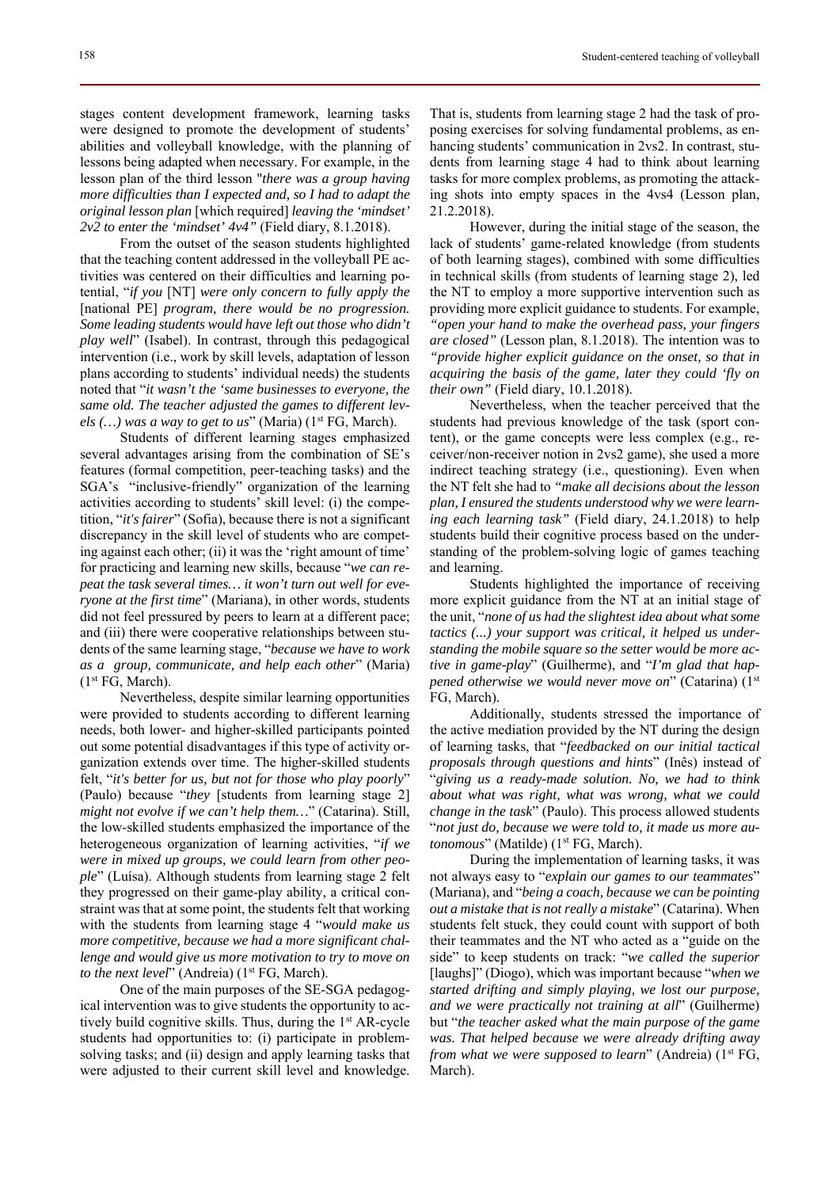stages content development framework, learning tasks were designed to promote the development of students' abilities and volleyball knowledge, with the planning of lessons being adapted when necessary. For example, in the lesson plan of the third lesson "*there was a group having more difficulties than I expected and, so I had to adapt the original lesson plan* [which required] *leaving the 'mindset' 2v2 to enter the 'mindset' 4v4"* (Field diary, 8.1.2018).

From the outset of the season students highlighted that the teaching content addressed in the volleyball PE activities was centered on their difficulties and learning potential, "*if you* [NT] *were only concern to fully apply the* [national PE] *program, there would be no progression. Some leading students would have left out those who didn't play well*" (Isabel). In contrast, through this pedagogical intervention (i.e., work by skill levels, adaptation of lesson plans according to students' individual needs) the students noted that "*it wasn't the 'same businesses to everyone, the same old. The teacher adjusted the games to different levels (…) was a way to get to us*" (Maria) (1st FG, March).

Students of different learning stages emphasized several advantages arising from the combination of SE's features (formal competition, peer-teaching tasks) and the SGA's "inclusive-friendly" organization of the learning activities according to students' skill level: (i) the competition, "*it's fairer*" (Sofia), because there is not a significant discrepancy in the skill level of students who are competing against each other; (ii) it was the 'right amount of time' for practicing and learning new skills, because "*we can repeat the task several times… it won't turn out well for everyone at the first time*" (Mariana), in other words, students did not feel pressured by peers to learn at a different pace; and (iii) there were cooperative relationships between students of the same learning stage, "*because we have to work as a group, communicate, and help each other*" (Maria) (1st FG, March).

Nevertheless, despite similar learning opportunities were provided to students according to different learning needs, both lower- and higher-skilled participants pointed out some potential disadvantages if this type of activity organization extends over time. The higher-skilled students felt, "*it's better for us, but not for those who play poorly*" (Paulo) because "*they* [students from learning stage 2] *might not evolve if we can't help them…*" (Catarina). Still, the low-skilled students emphasized the importance of the heterogeneous organization of learning activities, "*if we were in mixed up groups, we could learn from other people*" (Luísa). Although students from learning stage 2 felt they progressed on their game-play ability, a critical constraint was that at some point, the students felt that working with the students from learning stage 4 "*would make us more competitive, because we had a more significant challenge and would give us more motivation to try to move on to the next level*" (Andreia) (1st FG, March).

One of the main purposes of the SE-SGA pedagogical intervention was to give students the opportunity to actively build cognitive skills. Thus, during the 1st AR-cycle students had opportunities to: (i) participate in problem-solving tasks; and (ii) design and apply learning tasks that were adjusted to their current skill level and knowledge. That is, students from learning stage 2 had the task of proposing exercises for solving fundamental problems, as enhancing students' communication in 2vs2. In contrast, students from learning stage 4 had to think about learning tasks for more complex problems, as promoting the attacking shots into empty spaces in the 4vs4 (Lesson plan, 21.2.2018).

However, during the initial stage of the season, the lack of students' game-related knowledge (from students of both learning stages), combined with some difficulties in technical skills (from students of learning stage 2), led the NT to employ a more supportive intervention such as providing more explicit guidance to students. For example, *"open your hand to make the overhead pass, your fingers are closed"* (Lesson plan, 8.1.2018). The intention was to *"provide higher explicit guidance on the onset, so that in acquiring the basis of the game, later they could 'fly on their own"* (Field diary, 10.1.2018).

Nevertheless, when the teacher perceived that the students had previous knowledge of the task (sport content), or the game concepts were less complex (e.g., receiver/non-receiver notion in 2vs2 game), she used a more indirect teaching strategy (i.e., questioning). Even when the NT felt she had to *"make all decisions about the lesson plan, I ensured the students understood why we were learning each learning task"* (Field diary, 24.1.2018) to help students build their cognitive process based on the understanding of the problem-solving logic of games teaching and learning.

Students highlighted the importance of receiving more explicit guidance from the NT at an initial stage of the unit, "*none of us had the slightest idea about what some tactics (...) your support was critical, it helped us understanding the mobile square so the setter would be more active in game-play*" (Guilherme), and "*I'm glad that happened otherwise we would never move on*" (Catarina) (1st FG, March).

Additionally, students stressed the importance of the active mediation provided by the NT during the design of learning tasks, that "*feedbacked on our initial tactical proposals through questions and hints*" (Inês) instead of "*giving us a ready-made solution. No, we had to think about what was right, what was wrong, what we could change in the task*" (Paulo). This process allowed students "*not just do, because we were told to, it made us more autonomous*" (Matilde) (1st FG, March).

During the implementation of learning tasks, it was not always easy to "*explain our games to our teammates*" (Mariana), and "*being a coach, because we can be pointing out a mistake that is not really a mistake*" (Catarina). When students felt stuck, they could count with support of both their teammates and the NT who acted as a "guide on the side" to keep students on track: "*we called the superior* [laughs]" (Diogo), which was important because "*when we started drifting and simply playing, we lost our purpose, and we were practically not training at all*" (Guilherme) but "*the teacher asked what the main purpose of the game was. That helped because we were already drifting away from what we were supposed to learn*" (Andreia) (1st FG, March).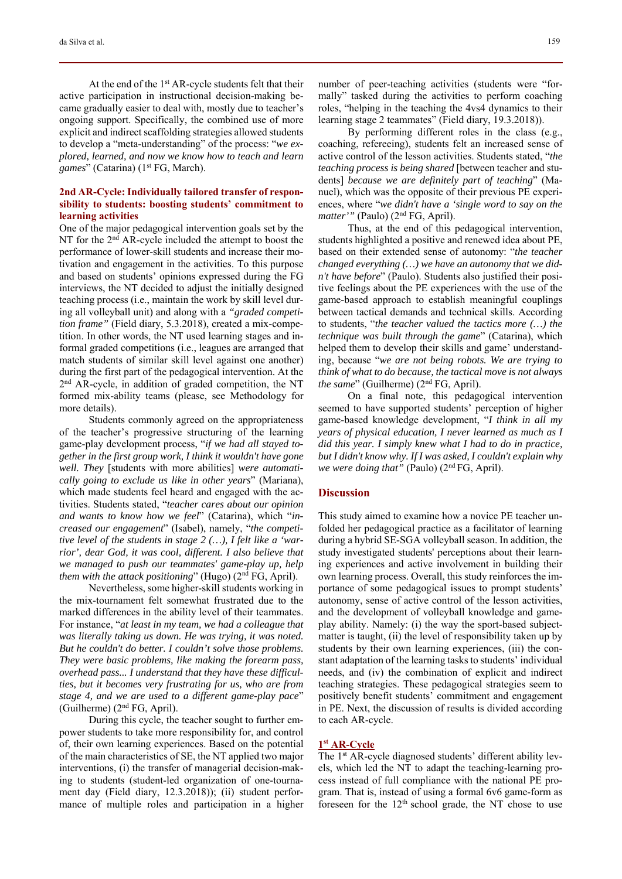At the end of the 1st AR-cycle students felt that their active participation in instructional decision-making became gradually easier to deal with, mostly due to teacher's ongoing support. Specifically, the combined use of more explicit and indirect scaffolding strategies allowed students to develop a "meta-understanding" of the process: "*we explored, learned, and now we know how to teach and learn games*" (Catarina) (1st FG, March).

### 2nd AR-Cycle: Individually tailored transfer of responsibility to students: boosting students' commitment to learning activities

One of the major pedagogical intervention goals set by the NT for the 2nd AR-cycle included the attempt to boost the performance of lower-skill students and increase their motivation and engagement in the activities. To this purpose and based on students' opinions expressed during the FG interviews, the NT decided to adjust the initially designed teaching process (i.e., maintain the work by skill level during all volleyball unit) and along with a *"graded competition frame"* (Field diary, 5.3.2018), created a mix-competition. In other words, the NT used learning stages and informal graded competitions (i.e., leagues are arranged that match students of similar skill level against one another) during the first part of the pedagogical intervention. At the 2nd AR-cycle, in addition of graded competition, the NT formed mix-ability teams (please, see Methodology for more details).

Students commonly agreed on the appropriateness of the teacher's progressive structuring of the learning game-play development process, "*if we had all stayed together in the first group work, I think it wouldn't have gone well. They* [students with more abilities] *were automatically going to exclude us like in other years*" (Mariana), which made students feel heard and engaged with the activities. Students stated, "*teacher cares about our opinion and wants to know how we feel*" (Catarina), which "*increased our engagement*" (Isabel), namely, "*the competitive level of the students in stage 2 (…), I felt like a 'warrior', dear God, it was cool, different. I also believe that we managed to push our teammates' game-play up, help them with the attack positioning*" (Hugo) (2nd FG, April).

Nevertheless, some higher-skill students working in the mix-tournament felt somewhat frustrated due to the marked differences in the ability level of their teammates. For instance, "*at least in my team, we had a colleague that was literally taking us down. He was trying, it was noted. But he couldn't do better. I couldn't solve those problems. They were basic problems, like making the forearm pass, overhead pass... I understand that they have these difficulties, but it becomes very frustrating for us, who are from stage 4, and we are used to a different game-play pace*" (Guilherme) (2nd FG, April).

During this cycle, the teacher sought to further empower students to take more responsibility for, and control of, their own learning experiences. Based on the potential of the main characteristics of SE, the NT applied two major interventions, (i) the transfer of managerial decision-making to students (student-led organization of one-tournament day (Field diary, 12.3.2018)); (ii) student performance of multiple roles and participation in a higher number of peer-teaching activities (students were "formally" tasked during the activities to perform coaching roles, "helping in the teaching the 4vs4 dynamics to their learning stage 2 teammates" (Field diary, 19.3.2018)).

By performing different roles in the class (e.g., coaching, refereeing), students felt an increased sense of active control of the lesson activities. Students stated, "*the teaching process is being shared* [between teacher and students] *because we are definitely part of teaching*" (Manuel), which was the opposite of their previous PE experiences, where "*we didn't have a 'single word to say on the matter'*" (Paulo) (2nd FG, April).

Thus, at the end of this pedagogical intervention, students highlighted a positive and renewed idea about PE, based on their extended sense of autonomy: "*the teacher changed everything (…) we have an autonomy that we didn't have before*" (Paulo). Students also justified their positive feelings about the PE experiences with the use of the game-based approach to establish meaningful couplings between tactical demands and technical skills. According to students, "*the teacher valued the tactics more (…) the technique was built through the game*" (Catarina), which helped them to develop their skills and game' understanding, because "*we are not being robots. We are trying to think of what to do because, the tactical move is not always the same*" (Guilherme) (2nd FG, April).

On a final note, this pedagogical intervention seemed to have supported students' perception of higher game-based knowledge development, "*I think in all my years of physical education, I never learned as much as I did this year. I simply knew what I had to do in practice, but I didn't know why. If I was asked, I couldn't explain why we were doing that"* (Paulo) (2nd FG, April).

## Discussion

This study aimed to examine how a novice PE teacher unfolded her pedagogical practice as a facilitator of learning during a hybrid SE-SGA volleyball season. In addition, the study investigated students' perceptions about their learning experiences and active involvement in building their own learning process. Overall, this study reinforces the importance of some pedagogical issues to prompt students' autonomy, sense of active control of the lesson activities, and the development of volleyball knowledge and game-play ability. Namely: (i) the way the sport-based subject-matter is taught, (ii) the level of responsibility taken up by students by their own learning experiences, (iii) the constant adaptation of the learning tasks to students' individual needs, and (iv) the combination of explicit and indirect teaching strategies. These pedagogical strategies seem to positively benefit students' commitment and engagement in PE. Next, the discussion of results is divided according to each AR-cycle.

### 1st AR-Cycle

The 1st AR-cycle diagnosed students' different ability levels, which led the NT to adapt the teaching-learning process instead of full compliance with the national PE program. That is, instead of using a formal 6v6 game-form as foreseen for the 12th school grade, the NT chose to use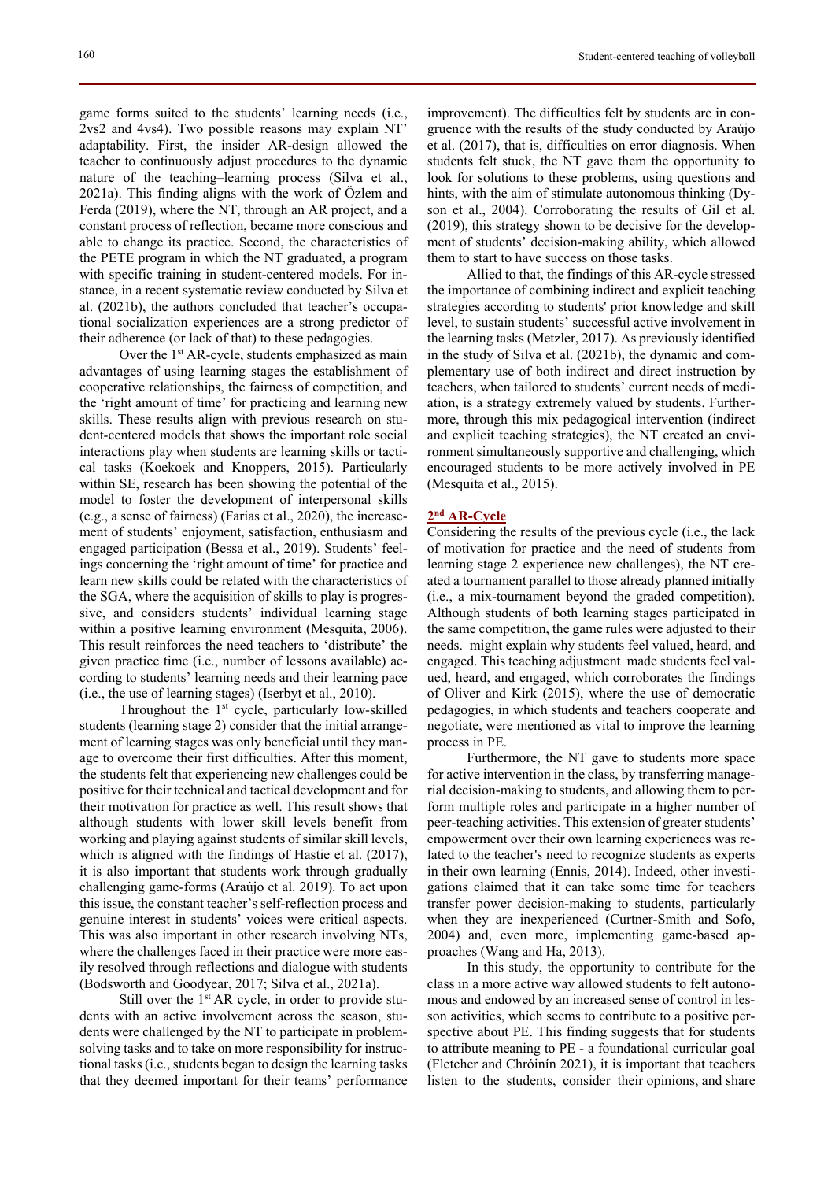game forms suited to the students' learning needs (i.e., 2vs2 and 4vs4). Two possible reasons may explain NT' adaptability. First, the insider AR-design allowed the teacher to continuously adjust procedures to the dynamic nature of the teaching–learning process (Silva et al., 2021a). This finding aligns with the work of Özlem and Ferda (2019), where the NT, through an AR project, and a constant process of reflection, became more conscious and able to change its practice. Second, the characteristics of the PETE program in which the NT graduated, a program with specific training in student-centered models. For instance, in a recent systematic review conducted by Silva et al. (2021b), the authors concluded that teacher's occupational socialization experiences are a strong predictor of their adherence (or lack of that) to these pedagogies.

Over the 1st AR-cycle, students emphasized as main advantages of using learning stages the establishment of cooperative relationships, the fairness of competition, and the 'right amount of time' for practicing and learning new skills. These results align with previous research on student-centered models that shows the important role social interactions play when students are learning skills or tactical tasks (Koekoek and Knoppers, 2015). Particularly within SE, research has been showing the potential of the model to foster the development of interpersonal skills (e.g., a sense of fairness) (Farias et al., 2020), the increasement of students' enjoyment, satisfaction, enthusiasm and engaged participation (Bessa et al., 2019). Students' feelings concerning the 'right amount of time' for practice and learn new skills could be related with the characteristics of the SGA, where the acquisition of skills to play is progressive, and considers students' individual learning stage within a positive learning environment (Mesquita, 2006). This result reinforces the need teachers to 'distribute' the given practice time (i.e., number of lessons available) according to students' learning needs and their learning pace (i.e., the use of learning stages) (Iserbyt et al., 2010).

Throughout the 1st cycle, particularly low-skilled students (learning stage 2) consider that the initial arrangement of learning stages was only beneficial until they manage to overcome their first difficulties. After this moment, the students felt that experiencing new challenges could be positive for their technical and tactical development and for their motivation for practice as well. This result shows that although students with lower skill levels benefit from working and playing against students of similar skill levels, which is aligned with the findings of Hastie et al. (2017), it is also important that students work through gradually challenging game-forms (Araújo et al. 2019). To act upon this issue, the constant teacher's self-reflection process and genuine interest in students' voices were critical aspects. This was also important in other research involving NTs, where the challenges faced in their practice were more easily resolved through reflections and dialogue with students (Bodsworth and Goodyear, 2017; Silva et al., 2021a).

Still over the 1st AR cycle, in order to provide students with an active involvement across the season, students were challenged by the NT to participate in problem-solving tasks and to take on more responsibility for instructional tasks (i.e., students began to design the learning tasks that they deemed important for their teams' performance improvement). The difficulties felt by students are in congruence with the results of the study conducted by Araújo et al. (2017), that is, difficulties on error diagnosis. When students felt stuck, the NT gave them the opportunity to look for solutions to these problems, using questions and hints, with the aim of stimulate autonomous thinking (Dyson et al., 2004). Corroborating the results of Gil et al. (2019), this strategy shown to be decisive for the development of students' decision-making ability, which allowed them to start to have success on those tasks.

Allied to that, the findings of this AR-cycle stressed the importance of combining indirect and explicit teaching strategies according to students' prior knowledge and skill level, to sustain students' successful active involvement in the learning tasks (Metzler, 2017). As previously identified in the study of Silva et al. (2021b), the dynamic and complementary use of both indirect and direct instruction by teachers, when tailored to students' current needs of mediation, is a strategy extremely valued by students. Furthermore, through this mix pedagogical intervention (indirect and explicit teaching strategies), the NT created an environment simultaneously supportive and challenging, which encouraged students to be more actively involved in PE (Mesquita et al., 2015).

## 2nd AR-Cycle

Considering the results of the previous cycle (i.e., the lack of motivation for practice and the need of students from learning stage 2 experience new challenges), the NT created a tournament parallel to those already planned initially (i.e., a mix-tournament beyond the graded competition). Although students of both learning stages participated in the same competition, the game rules were adjusted to their needs. might explain why students feel valued, heard, and engaged. This teaching adjustment made students feel valued, heard, and engaged, which corroborates the findings of Oliver and Kirk (2015), where the use of democratic pedagogies, in which students and teachers cooperate and negotiate, were mentioned as vital to improve the learning process in PE.

Furthermore, the NT gave to students more space for active intervention in the class, by transferring managerial decision-making to students, and allowing them to perform multiple roles and participate in a higher number of peer-teaching activities. This extension of greater students' empowerment over their own learning experiences was related to the teacher's need to recognize students as experts in their own learning (Ennis, 2014). Indeed, other investigations claimed that it can take some time for teachers transfer power decision-making to students, particularly when they are inexperienced (Curtner-Smith and Sofo, 2004) and, even more, implementing game-based approaches (Wang and Ha, 2013).

In this study, the opportunity to contribute for the class in a more active way allowed students to felt autonomous and endowed by an increased sense of control in lesson activities, which seems to contribute to a positive perspective about PE. This finding suggests that for students to attribute meaning to PE - a foundational curricular goal (Fletcher and Chróinín 2021), it is important that teachers listen to the students, consider their opinions, and share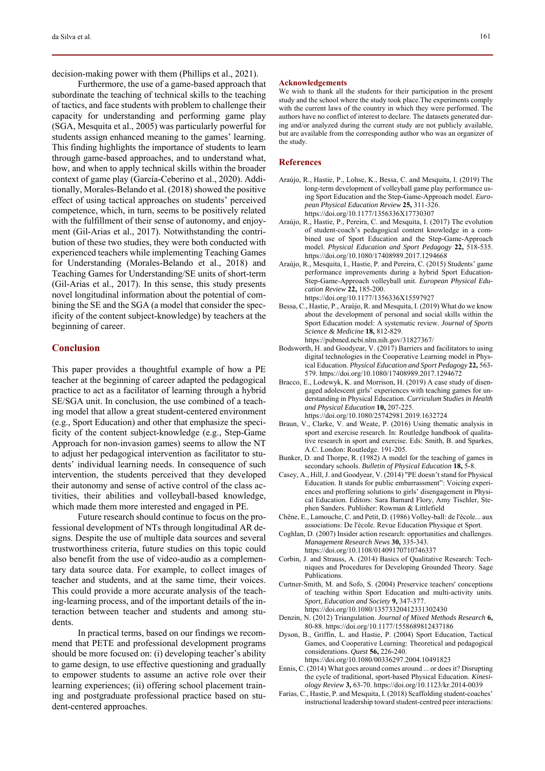decision-making power with them (Phillips et al., 2021).

Furthermore, the use of a game-based approach that subordinate the teaching of technical skills to the teaching of tactics, and face students with problem to challenge their capacity for understanding and performing game play (SGA, Mesquita et al., 2005) was particularly powerful for students assign enhanced meaning to the games' learning. This finding highlights the importance of students to learn through game-based approaches, and to understand what, how, and when to apply technical skills within the broader context of game play (García-Ceberino et al., 2020). Additionally, Morales-Belando et al. (2018) showed the positive effect of using tactical approaches on students' perceived competence, which, in turn, seems to be positively related with the fulfillment of their sense of autonomy, and enjoyment (Gil-Arias et al., 2017). Notwithstanding the contribution of these two studies, they were both conducted with experienced teachers while implementing Teaching Games for Understanding (Morales-Belando et al., 2018) and Teaching Games for Understanding/SE units of short-term (Gil-Arias et al., 2017). In this sense, this study presents novel longitudinal information about the potential of combining the SE and the SGA (a model that consider the specificity of the content subject-knowledge) by teachers at the beginning of career.

## Conclusion

This paper provides a thoughtful example of how a PE teacher at the beginning of career adapted the pedagogical practice to act as a facilitator of learning through a hybrid SE/SGA unit. In conclusion, the use combined of a teaching model that allow a great student-centered environment (e.g., Sport Education) and other that emphasize the specificity of the content subject-knowledge (e.g., Step-Game Approach for non-invasion games) seems to allow the NT to adjust her pedagogical intervention as facilitator to students' individual learning needs. In consequence of such intervention, the students perceived that they developed their autonomy and sense of active control of the class activities, their abilities and volleyball-based knowledge, which made them more interested and engaged in PE.

Future research should continue to focus on the professional development of NTs through longitudinal AR designs. Despite the use of multiple data sources and several trustworthiness criteria, future studies on this topic could also benefit from the use of video-audio as a complementary data source data. For example, to collect images of teacher and students, and at the same time, their voices. This could provide a more accurate analysis of the teaching-learning process, and of the important details of the interaction between teacher and students and among students.

In practical terms, based on our findings we recommend that PETE and professional development programs should be more focused on: (i) developing teacher's ability to game design, to use effective questioning and gradually to empower students to assume an active role over their learning experiences; (ii) offering school placement training and postgraduate professional practice based on student-centered approaches.

### Acknowledgements

We wish to thank all the students for their participation in the present study and the school where the study took place.The experiments comply with the current laws of the country in which they were performed. The authors have no conflict of interest to declare. The datasets generated during and/or analyzed during the current study are not publicly available, but are available from the corresponding author who was an organizer of the study.

## References

Araújo, R., Hastie, P., Lohse, K., Bessa, C. and Mesquita, I. (2019) The long-term development of volleyball game play performance using Sport Education and the Step-Game-Approach model. *European Physical Education Review* **25,** 311-326. https://doi.org/10.1177/1356336X17730307

Araújo, R., Hastie, P., Pereira, C. and Mesquita, I. (2017) The evolution of student-coach's pedagogical content knowledge in a combined use of Sport Education and the Step-Game-Approach model. *Physical Education and Sport Pedagogy* **22,** 518-535. https://doi.org/10.1080/17408989.2017.1294668

Araújo, R., Mesquita, I., Hastie, P. and Pereira, C. (2015) Students' game performance improvements during a hybrid Sport Education-Step-Game-Approach volleyball unit. *European Physical Education Review* **22,** 185-200. https://doi.org/10.1177/1356336X15597927

Bessa, C., Hastie, P., Araújo, R. and Mesquita, I. (2019) What do we know about the development of personal and social skills within the Sport Education model: A systematic review. *Journal of Sports Science & Medicine* **18,** 812-829. https://pubmed.ncbi.nlm.nih.gov/31827367/

Bodsworth, H. and Goodyear, V. (2017) Barriers and facilitators to using digital technologies in the Cooperative Learning model in Physical Education. *Physical Education and Sport Pedagogy* **22,** 563-579. https://doi.org/10.1080/17408989.2017.1294672

Bracco, E., Lodewyk, K. and Morrison, H. (2019) A case study of disengaged adolescent girls' experiences with teaching games for understanding in Physical Education. *Curriculum Studies in Health and Physical Education* **10,** 207-225. https://doi.org/10.1080/25742981.2019.1632724

Braun, V., Clarke, V. and Weate, P. (2016) Using thematic analysis in sport and exercise research. In: Routledge handbook of qualitative research in sport and exercise. Eds: Smith, B. and Sparkes, A.C. London: Routledge. 191-205.

Bunker, D. and Thorpe, R. (1982) A model for the teaching of games in secondary schools. *Bulletin of Physical Education* **18,** 5-8.

Casey, A., Hill, J. and Goodyear, V. (2014) "PE doesn't stand for Physical Education. It stands for public embarrassment": Voicing experiences and proffering solutions to girls' disengagement in Physical Education. Editors: Sara Barnard Flory, Amy Tischler, Stephen Sanders. Publisher: Rowman & Littlefield

Chêne, E., Lamouche, C. and Petit, D. (1986) Volley-ball: de l'école... aux associations: De l'école. Revue Education Physique et Sport.

Coghlan, D. (2007) Insider action research: opportunities and challenges. *Management Research News* **30,** 335-343. https://doi.org/10.1108/01409170710746337

Corbin, J. and Strauss, A. (2014) Basics of Qualitative Research: Techniques and Procedures for Developing Grounded Theory. Sage Publications.

Curtner-Smith, M. and Sofo, S. (2004) Preservice teachers' conceptions of teaching within Sport Education and multi-activity units. *Sport, Education and Society* **9,** 347-377. https://doi.org/10.1080/13573320412331302430

Denzin, N. (2012) Triangulation. *Journal of Mixed Methods Research* **6,** 80-88. https://doi.org/10.1177/1558689812437186

Dyson, B., Griffin, L. and Hastie, P. (2004) Sport Education, Tactical Games, and Cooperative Learning: Theoretical and pedagogical considerations. *Quest* **56,** 226-240. https://doi.org/10.1080/00336297.2004.10491823

Ennis, C. (2014) What goes around comes around ... or does it? Disrupting the cycle of traditional, sport-based Physical Education. *Kinesiology Review* **3,** 63-70. https://doi.org/10.1123/kr.2014-0039

Farias, C., Hastie, P. and Mesquita, I. (2018) Scaffolding student-coaches' instructional leadership toward student-centred peer interactions: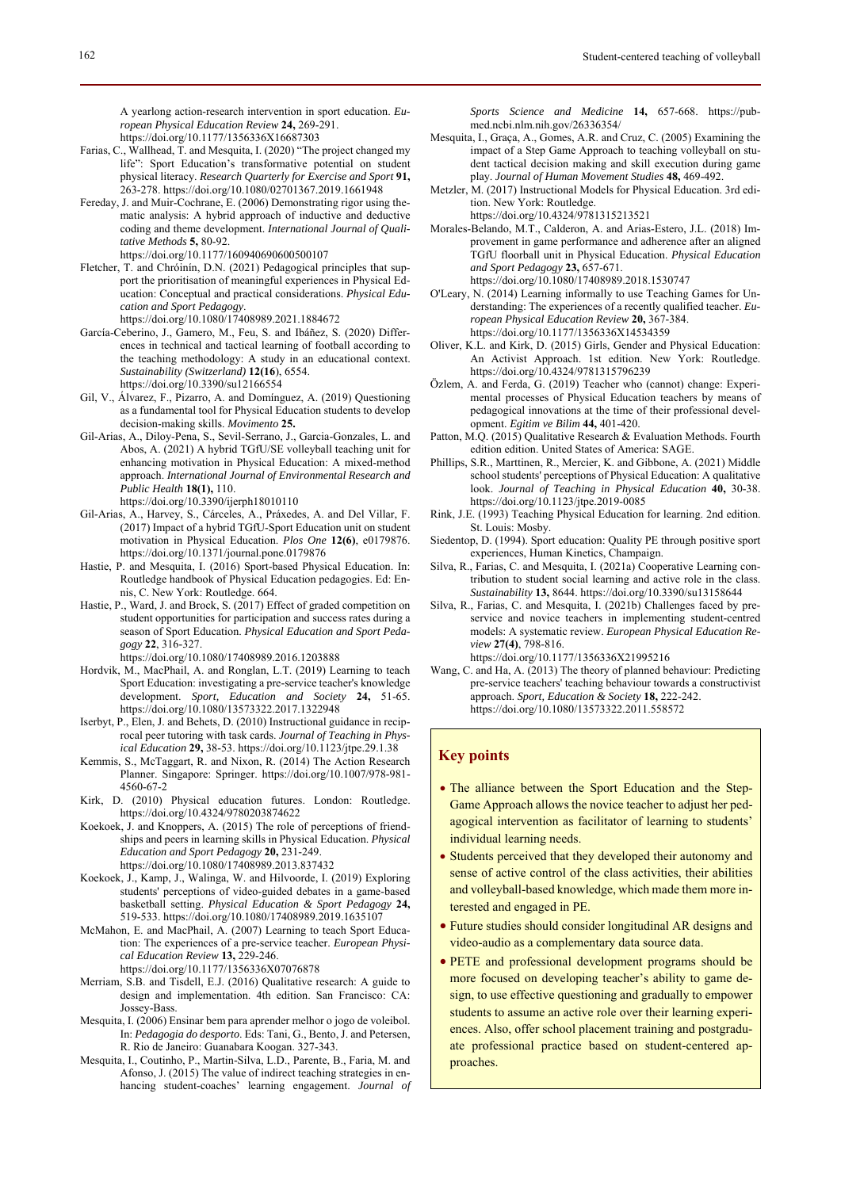A yearlong action-research intervention in sport education. *European Physical Education Review* **24,** 269-291. https://doi.org/10.1177/1356336X16687303

Farias, C., Wallhead, T. and Mesquita, I. (2020) "The project changed my life": Sport Education's transformative potential on student physical literacy. *Research Quarterly for Exercise and Sport* **91,** 263-278. https://doi.org/10.1080/02701367.2019.1661948

Fereday, J. and Muir-Cochrane, E. (2006) Demonstrating rigor using thematic analysis: A hybrid approach of inductive and deductive coding and theme development. *International Journal of Qualitative Methods* **5,** 80-92. https://doi.org/10.1177/160940690600500107

Fletcher, T. and Chróinín, D.N. (2021) Pedagogical principles that support the prioritisation of meaningful experiences in Physical Education: Conceptual and practical considerations. *Physical Education and Sport Pedagogy*. https://doi.org/10.1080/17408989.2021.1884672

García-Ceberino, J., Gamero, M., Feu, S. and Ibáñez, S. (2020) Differences in technical and tactical learning of football according to the teaching methodology: A study in an educational context. *Sustainability (Switzerland)* **12(16**), 6554. https://doi.org/10.3390/su12166554

Gil, V., Álvarez, F., Pizarro, A. and Domínguez, A. (2019) Questioning as a fundamental tool for Physical Education students to develop decision-making skills. *Movimento* **25.**

Gil-Arias, A., Diloy-Pena, S., Sevil-Serrano, J., Garcia-Gonzales, L. and Abos, A. (2021) A hybrid TGfU/SE volleyball teaching unit for enhancing motivation in Physical Education: A mixed-method approach. *International Journal of Environmental Research and Public Health* **18(1),** 110. https://doi.org/10.3390/ijerph18010110

Gil-Arias, A., Harvey, S., Cárceles, A., Práxedes, A. and Del Villar, F. (2017) Impact of a hybrid TGfU-Sport Education unit on student motivation in Physical Education. *Plos One* **12(6)**, e0179876. https://doi.org/10.1371/journal.pone.0179876

Hastie, P. and Mesquita, I. (2016) Sport-based Physical Education. In: Routledge handbook of Physical Education pedagogies. Ed: Ennis, C. New York: Routledge. 664.

Hastie, P., Ward, J. and Brock, S. (2017) Effect of graded competition on student opportunities for participation and success rates during a season of Sport Education. *Physical Education and Sport Pedagogy* **22**, 316-327. https://doi.org/10.1080/17408989.2016.1203888

Hordvik, M., MacPhail, A. and Ronglan, L.T. (2019) Learning to teach Sport Education: investigating a pre-service teacher's knowledge development. *Sport, Education and Society* **24,** 51-65. https://doi.org/10.1080/13573322.2017.1322948

Iserbyt, P., Elen, J. and Behets, D. (2010) Instructional guidance in reciprocal peer tutoring with task cards. *Journal of Teaching in Physical Education* **29,** 38-53. https://doi.org/10.1123/jtpe.29.1.38

Kemmis, S., McTaggart, R. and Nixon, R. (2014) The Action Research Planner. Singapore: Springer. https://doi.org/10.1007/978-981-4560-67-2

Kirk, D. (2010) Physical education futures. London: Routledge. https://doi.org/10.4324/9780203874622

Koekoek, J. and Knoppers, A. (2015) The role of perceptions of friendships and peers in learning skills in Physical Education. *Physical Education and Sport Pedagogy* **20,** 231-249. https://doi.org/10.1080/17408989.2013.837432

Koekoek, J., Kamp, J., Walinga, W. and Hilvoorde, I. (2019) Exploring students' perceptions of video-guided debates in a game-based basketball setting. *Physical Education & Sport Pedagogy* **24,** 519-533. https://doi.org/10.1080/17408989.2019.1635107

McMahon, E. and MacPhail, A. (2007) Learning to teach Sport Education: The experiences of a pre-service teacher. *European Physical Education Review* **13,** 229-246. https://doi.org/10.1177/1356336X07076878

Merriam, S.B. and Tisdell, E.J. (2016) Qualitative research: A guide to design and implementation. 4th edition. San Francisco: CA: Jossey-Bass.

Mesquita, I. (2006) Ensinar bem para aprender melhor o jogo de voleibol. In: *Pedagogia do desporto*. Eds: Tani, G., Bento, J. and Petersen, R. Rio de Janeiro: Guanabara Koogan. 327-343.

Mesquita, I., Coutinho, P., Martin-Silva, L.D., Parente, B., Faria, M. and Afonso, J. (2015) The value of indirect teaching strategies in enhancing student-coaches' learning engagement. *Journal of Sports Science and Medicine* **14,** 657-668. https://pubmed.ncbi.nlm.nih.gov/26336354/

Mesquita, I., Graça, A., Gomes, A.R. and Cruz, C. (2005) Examining the impact of a Step Game Approach to teaching volleyball on student tactical decision making and skill execution during game play. *Journal of Human Movement Studies* **48,** 469-492.

Metzler, M. (2017) Instructional Models for Physical Education. 3rd edition. New York: Routledge. https://doi.org/10.4324/9781315213521

Morales-Belando, M.T., Calderon, A. and Arias-Estero, J.L. (2018) Improvement in game performance and adherence after an aligned TGfU floorball unit in Physical Education. *Physical Education and Sport Pedagogy* **23,** 657-671. https://doi.org/10.1080/17408989.2018.1530747

O'Leary, N. (2014) Learning informally to use Teaching Games for Understanding: The experiences of a recently qualified teacher. *European Physical Education Review* **20,** 367-384. https://doi.org/10.1177/1356336X14534359

Oliver, K.L. and Kirk, D. (2015) Girls, Gender and Physical Education: An Activist Approach. 1st edition. New York: Routledge. https://doi.org/10.4324/9781315796239

Özlem, A. and Ferda, G. (2019) Teacher who (cannot) change: Experimental processes of Physical Education teachers by means of pedagogical innovations at the time of their professional development. *Egitim ve Bilim* **44,** 401-420.

Patton, M.Q. (2015) Qualitative Research & Evaluation Methods. Fourth edition edition. United States of America: SAGE.

Phillips, S.R., Marttinen, R., Mercier, K. and Gibbone, A. (2021) Middle school students' perceptions of Physical Education: A qualitative look. *Journal of Teaching in Physical Education* **40,** 30-38. https://doi.org/10.1123/jtpe.2019-0085

Rink, J.E. (1993) Teaching Physical Education for learning. 2nd edition. St. Louis: Mosby.

Siedentop, D. (1994). Sport education: Quality PE through positive sport experiences, Human Kinetics, Champaign.

Silva, R., Farias, C. and Mesquita, I. (2021a) Cooperative Learning contribution to student social learning and active role in the class. *Sustainability* **13,** 8644. https://doi.org/10.3390/su13158644

Silva, R., Farias, C. and Mesquita, I. (2021b) Challenges faced by preservice and novice teachers in implementing student-centred models: A systematic review. *European Physical Education Review* **27(4)**, 798-816. https://doi.org/10.1177/1356336X21995216

Wang, C. and Ha, A. (2013) The theory of planned behaviour: Predicting pre-service teachers' teaching behaviour towards a constructivist approach. *Sport, Education & Society* **18,** 222-242. https://doi.org/10.1080/13573322.2011.558572

## Key points

- The alliance between the Sport Education and the Step-Game Approach allows the novice teacher to adjust her pedagogical intervention as facilitator of learning to students' individual learning needs.
- Students perceived that they developed their autonomy and sense of active control of the class activities, their abilities and volleyball-based knowledge, which made them more interested and engaged in PE.
- Future studies should consider longitudinal AR designs and video-audio as a complementary data source data.
- PETE and professional development programs should be more focused on developing teacher's ability to game design, to use effective questioning and gradually to empower students to assume an active role over their learning experiences. Also, offer school placement training and postgraduate professional practice based on student-centered approaches.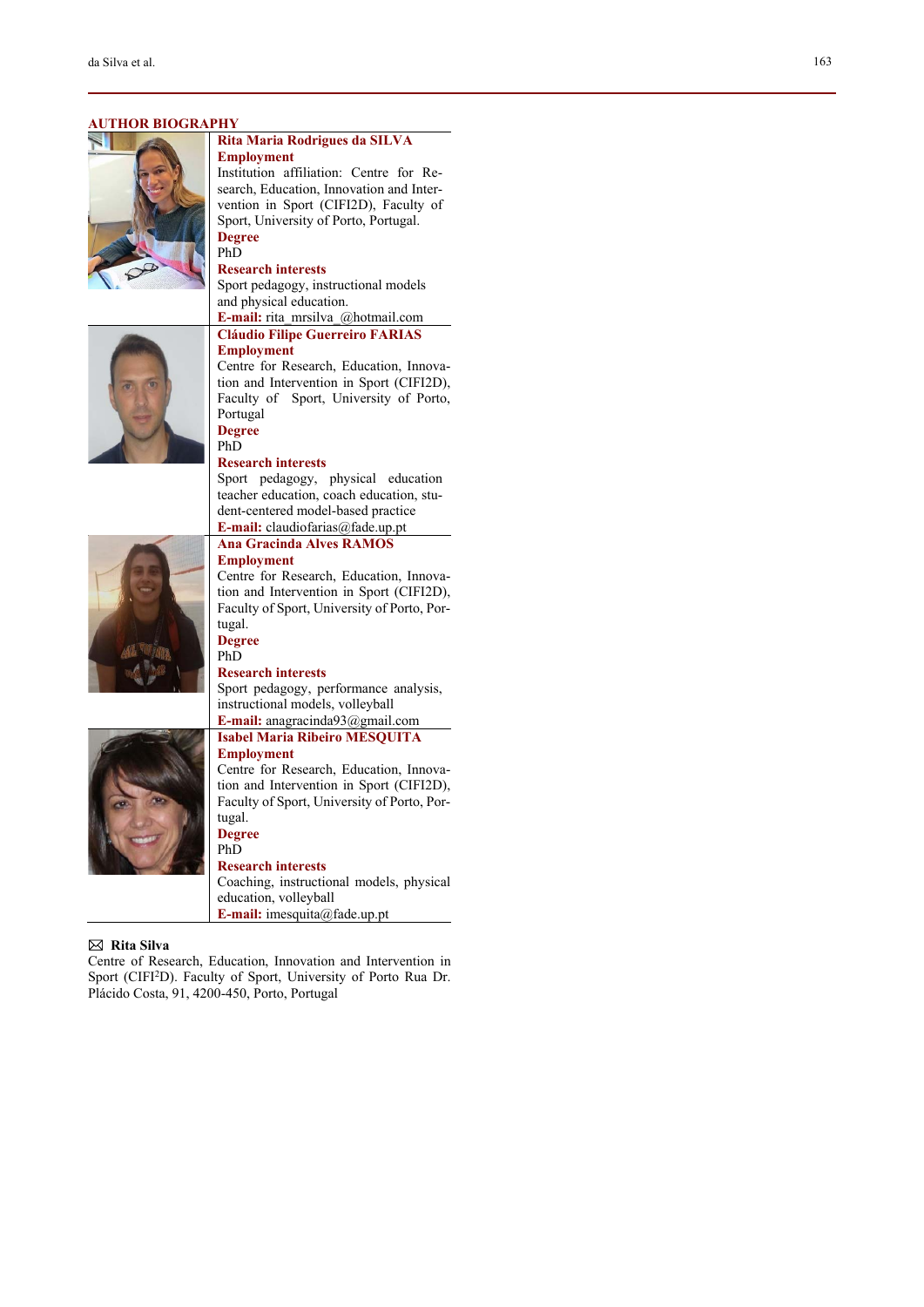## AUTHOR BIOGRAPHY

**Rita Maria Rodrigues da SILVA**

**Employment**

Institution affiliation: Centre for Research, Education, Innovation and Intervention in Sport (CIFI2D), Faculty of Sport, University of Porto, Portugal.

**Degree**

PhD

**Research interests**

Sport pedagogy, instructional models and physical education.

**E-mail:** rita_mrsilva_@hotmail.com

**Cláudio Filipe Guerreiro FARIAS**

**Employment**

Centre for Research, Education, Innovation and Intervention in Sport (CIFI2D), Faculty of Sport, University of Porto, Portugal

**Degree**

PhD

**Research interests**

Sport pedagogy, physical education teacher education, coach education, student-centered model-based practice

**E-mail:** claudiofarias@fade.up.pt

**Ana Gracinda Alves RAMOS**

**Employment**

Centre for Research, Education, Innovation and Intervention in Sport (CIFI2D), Faculty of Sport, University of Porto, Portugal.

**Degree**

PhD

**Research interests**

Sport pedagogy, performance analysis, instructional models, volleyball

**E-mail:** anagracinda93@gmail.com

**Isabel Maria Ribeiro MESQUITA**

**Employment**

Centre for Research, Education, Innovation and Intervention in Sport (CIFI2D), Faculty of Sport, University of Porto, Portugal.

**Degree**

PhD

**Research interests**

Coaching, instructional models, physical education, volleyball

**E-mail:** imesquita@fade.up.pt

✉ **Rita Silva**

Centre of Research, Education, Innovation and Intervention in Sport (CIFI[2]D). Faculty of Sport, University of Porto Rua Dr. Plácido Costa, 91, 4200-450, Porto, Portugal